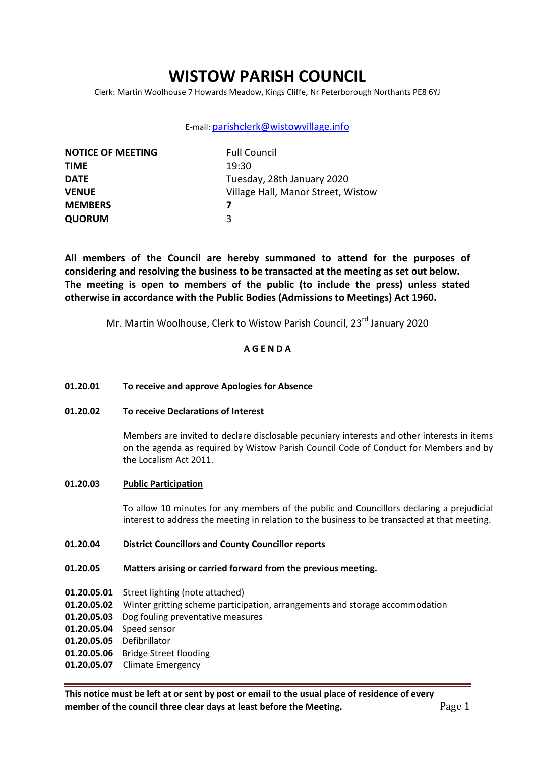# WISTOW PARISH COUNCIL

Clerk: Martin Woolhouse 7 Howards Meadow, Kings Cliffe, Nr Peterborough Northants PE8 6YJ

E-mail: parishclerk@wistowvillage.info

| | |
|---|---|
| **NOTICE OF MEETING** | Full Council |
| **TIME** | 19:30 |
| **DATE** | Tuesday, 28th January 2020 |
| **VENUE** | Village Hall, Manor Street, Wistow |
| **MEMBERS** | **7** |
| **QUORUM** | 3 |

**All members of the Council are hereby summoned to attend for the purposes of considering and resolving the business to be transacted at the meeting as set out below. The meeting is open to members of the public (to include the press) unless stated otherwise in accordance with the Public Bodies (Admissions to Meetings) Act 1960.**

Mr. Martin Woolhouse, Clerk to Wistow Parish Council, 23rd January 2020

**A G E N D A**

**01.20.01** **To receive and approve Apologies for Absence**

**01.20.02** **To receive Declarations of Interest**

Members are invited to declare disclosable pecuniary interests and other interests in items on the agenda as required by Wistow Parish Council Code of Conduct for Members and by the Localism Act 2011.

**01.20.03** **Public Participation**

To allow 10 minutes for any members of the public and Councillors declaring a prejudicial interest to address the meeting in relation to the business to be transacted at that meeting.

**01.20.04** **District Councillors and County Councillor reports**

**01.20.05** **Matters arising or carried forward from the previous meeting.**

**01.20.05.01** Street lighting (note attached)
**01.20.05.02** Winter gritting scheme participation, arrangements and storage accommodation
**01.20.05.03** Dog fouling preventative measures
**01.20.05.04** Speed sensor
**01.20.05.05** Defibrillator
**01.20.05.06** Bridge Street flooding
**01.20.05.07** Climate Emergency

**This notice must be left at or sent by post or email to the usual place of residence of every member of the council three clear days at least before the Meeting.**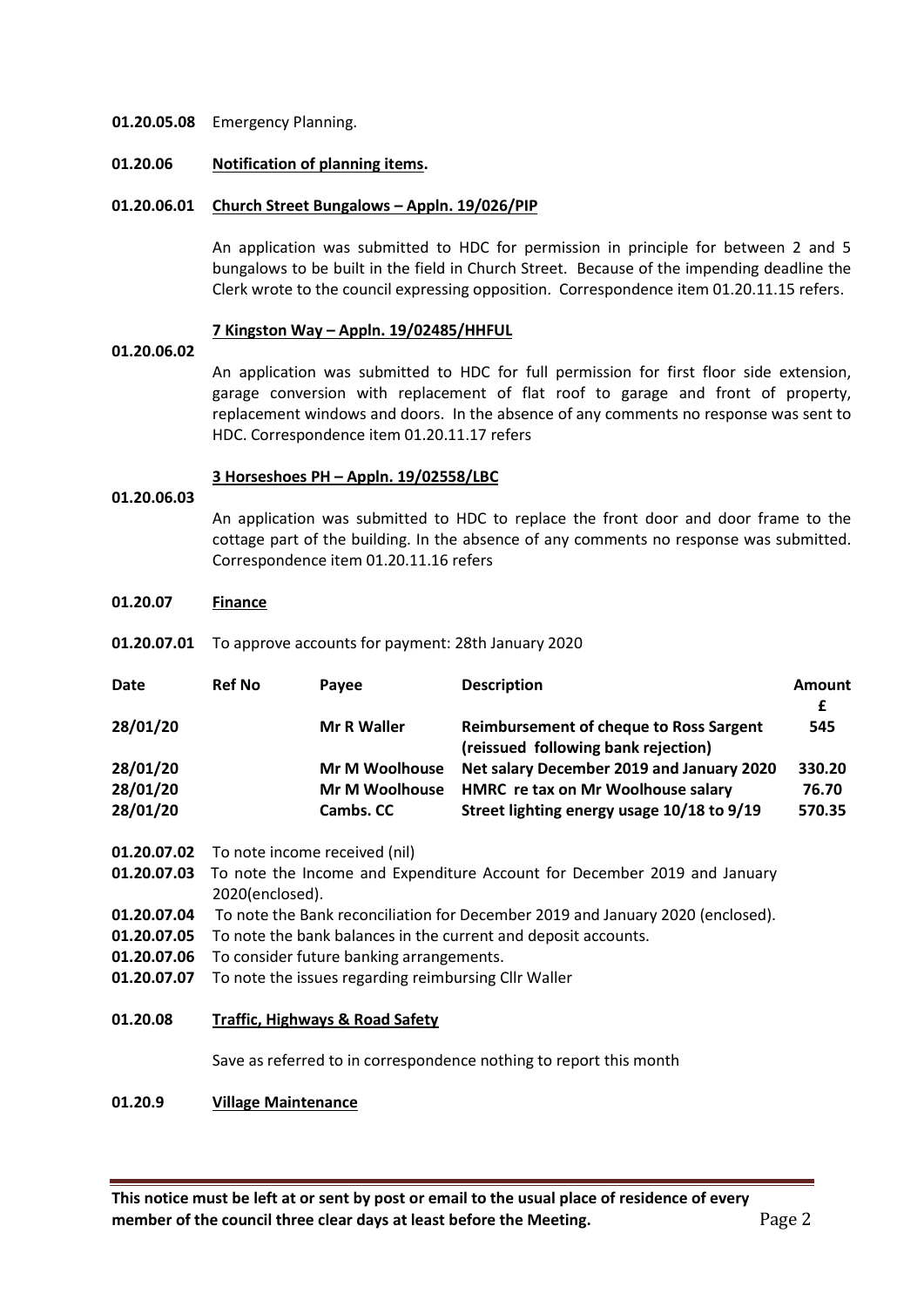**01.20.05.08** Emergency Planning.

**01.20.06** **Notification of planning items.**

**01.20.06.01** **Church Street Bungalows – Appln. 19/026/PIP**

An application was submitted to HDC for permission in principle for between 2 and 5 bungalows to be built in the field in Church Street. Because of the impending deadline the Clerk wrote to the council expressing opposition. Correspondence item 01.20.11.15 refers.

**01.20.06.02** **7 Kingston Way – Appln. 19/02485/HHFUL**

An application was submitted to HDC for full permission for first floor side extension, garage conversion with replacement of flat roof to garage and front of property, replacement windows and doors. In the absence of any comments no response was sent to HDC. Correspondence item 01.20.11.17 refers

**01.20.06.03** **3 Horseshoes PH – Appln. 19/02558/LBC**

An application was submitted to HDC to replace the front door and door frame to the cottage part of the building. In the absence of any comments no response was submitted. Correspondence item 01.20.11.16 refers

**01.20.07** **Finance**

**01.20.07.01** To approve accounts for payment: 28th January 2020

| Date | Ref No | Payee | Description | Amount £ |
|---|---|---|---|---|
| **28/01/20** | | **Mr R Waller** | **Reimbursement of cheque to Ross Sargent (reissued following bank rejection)** | **545** |
| **28/01/20** | | **Mr M Woolhouse** | **Net salary December 2019 and January 2020** | **330.20** |
| **28/01/20** | | **Mr M Woolhouse** | **HMRC re tax on Mr Woolhouse salary** | **76.70** |
| **28/01/20** | | **Cambs. CC** | **Street lighting energy usage 10/18 to 9/19** | **570.35** |

**01.20.07.02** To note income received (nil)

**01.20.07.03** To note the Income and Expenditure Account for December 2019 and January 2020(enclosed).

**01.20.07.04** To note the Bank reconciliation for December 2019 and January 2020 (enclosed).

**01.20.07.05** To note the bank balances in the current and deposit accounts.

**01.20.07.06** To consider future banking arrangements.

**01.20.07.07** To note the issues regarding reimbursing Cllr Waller

**01.20.08** **Traffic, Highways & Road Safety**

Save as referred to in correspondence nothing to report this month

**01.20.9** **Village Maintenance**

**This notice must be left at or sent by post or email to the usual place of residence of every member of the council three clear days at least before the Meeting.**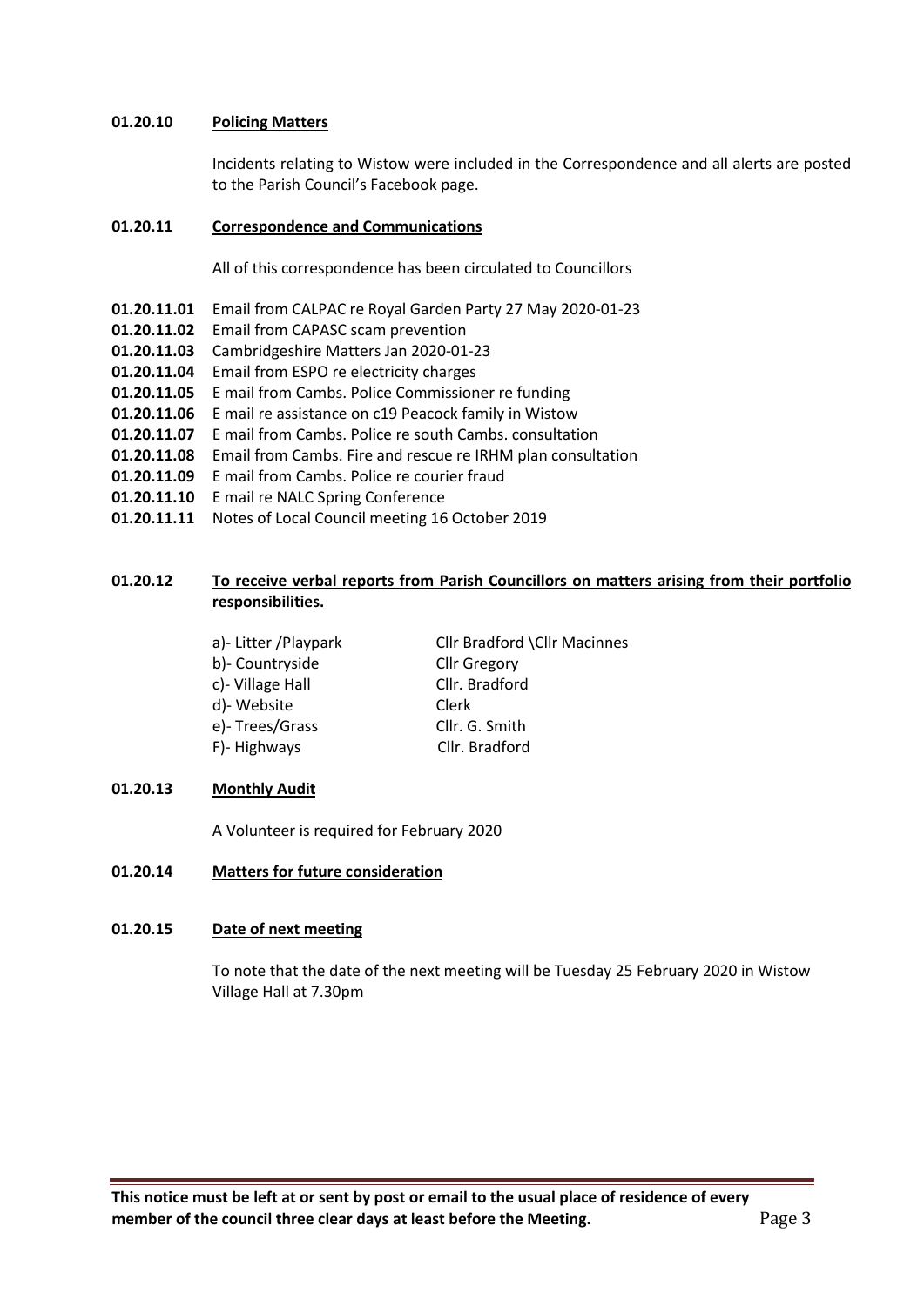**01.20.10 Policing Matters**

Incidents relating to Wistow were included in the Correspondence and all alerts are posted to the Parish Council's Facebook page.

**01.20.11 Correspondence and Communications**

All of this correspondence has been circulated to Councillors

- **01.20.11.01** Email from CALPAC re Royal Garden Party 27 May 2020-01-23
- **01.20.11.02** Email from CAPASC scam prevention
- **01.20.11.03** Cambridgeshire Matters Jan 2020-01-23
- **01.20.11.04** Email from ESPO re electricity charges
- **01.20.11.05** E mail from Cambs. Police Commissioner re funding
- **01.20.11.06** E mail re assistance on c19 Peacock family in Wistow
- **01.20.11.07** E mail from Cambs. Police re south Cambs. consultation
- **01.20.11.08** Email from Cambs. Fire and rescue re IRHM plan consultation
- **01.20.11.09** E mail from Cambs. Police re courier fraud
- **01.20.11.10** E mail re NALC Spring Conference
- **01.20.11.11** Notes of Local Council meeting 16 October 2019

**01.20.12 To receive verbal reports from Parish Councillors on matters arising from their portfolio responsibilities.**

| | |
|---|---|
| a)- Litter /Playpark | Cllr Bradford \Cllr Macinnes |
| b)- Countryside | Cllr Gregory |
| c)- Village Hall | Cllr. Bradford |
| d)- Website | Clerk |
| e)- Trees/Grass | Cllr. G. Smith |
| F)- Highways | Cllr. Bradford |

**01.20.13 Monthly Audit**

A Volunteer is required for February 2020

**01.20.14 Matters for future consideration**

**01.20.15 Date of next meeting**

To note that the date of the next meeting will be Tuesday 25 February 2020 in Wistow Village Hall at 7.30pm

**This notice must be left at or sent by post or email to the usual place of residence of every member of the council three clear days at least before the Meeting.**